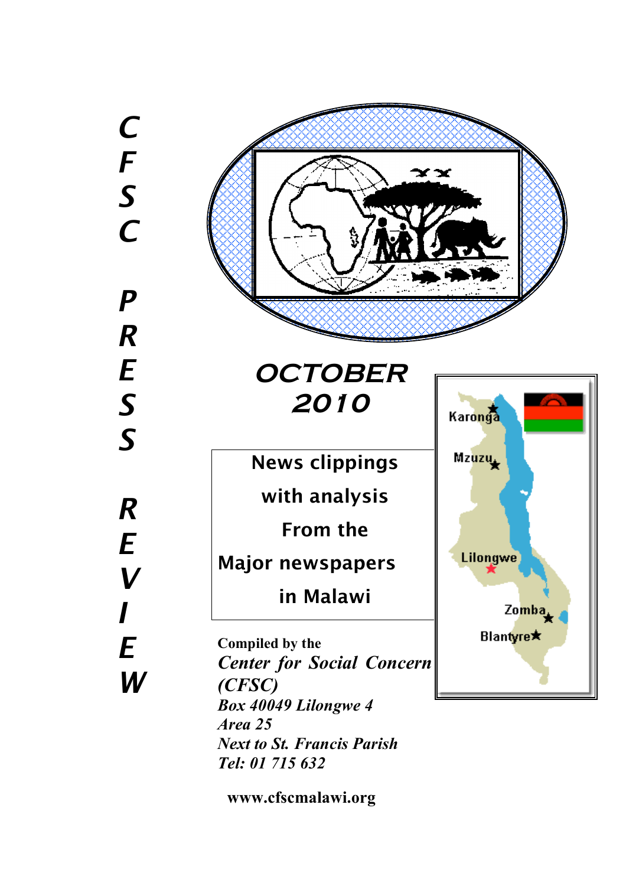# CFSC PRESS REVIEW

## OCTOBER 2010

**News clippings with analysis From the Major newspapers in Malawi**

**Compiled by the**
***Center for Social Concern (CFSC)***
***Box 40049 Lilongwe 4***
***Area 25***
***Next to St. Francis Parish***
***Tel: 01 715 632***

**www.cfscmalawi.org**

Karonga
Mzuzu
Lilongwe
Zomba
Blantyre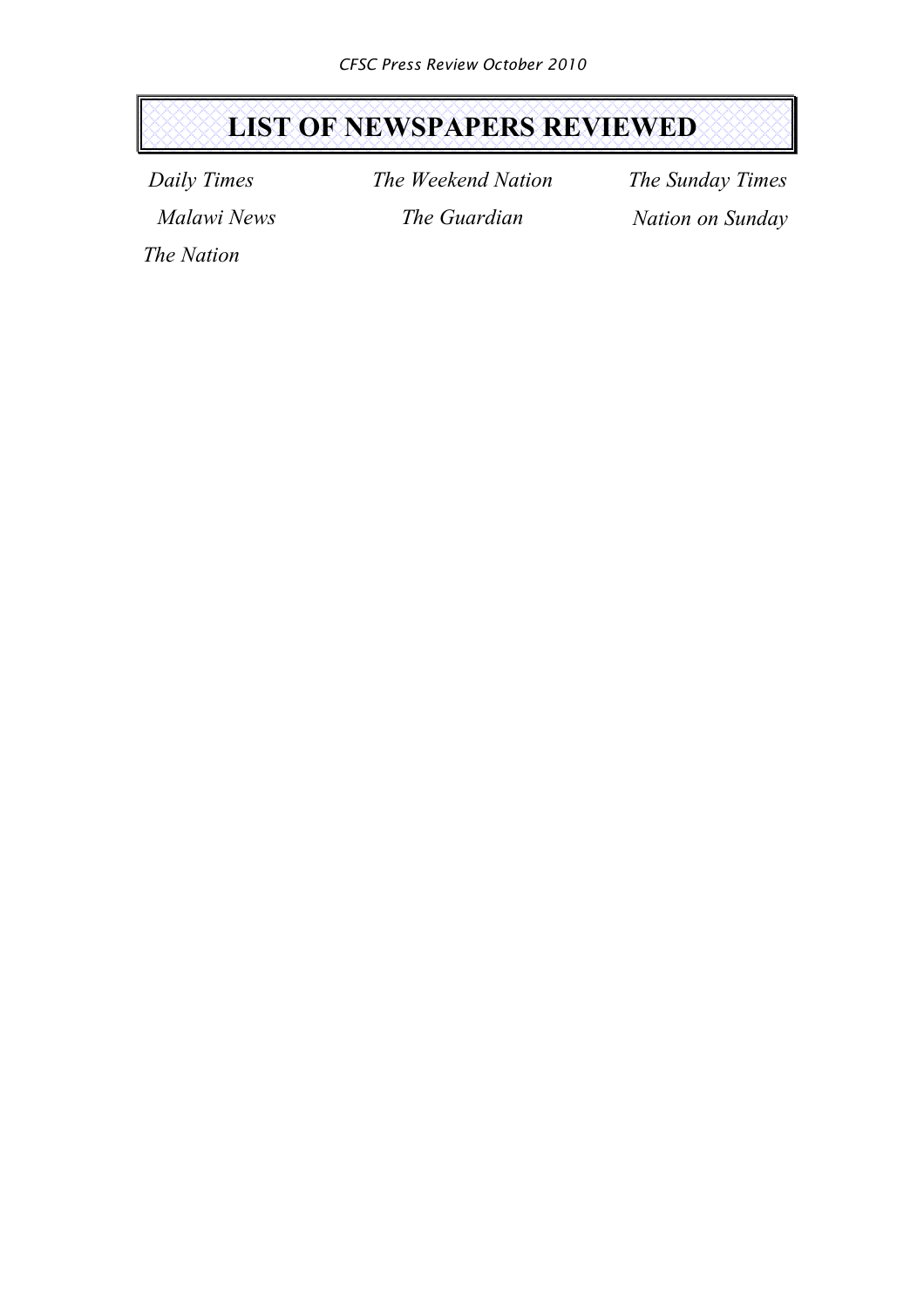# LIST OF NEWSPAPERS REVIEWED

*Daily Times*

*Malawi News*

*The Nation*

*The Weekend Nation*

*The Guardian*

*The Sunday Times*

*Nation on Sunday*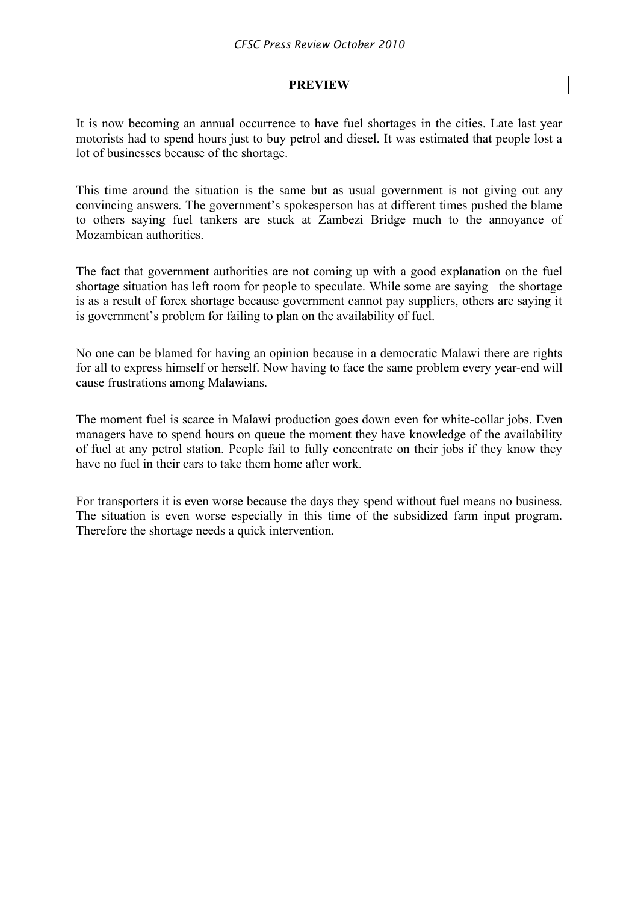## PREVIEW

It is now becoming an annual occurrence to have fuel shortages in the cities. Late last year motorists had to spend hours just to buy petrol and diesel. It was estimated that people lost a lot of businesses because of the shortage.

This time around the situation is the same but as usual government is not giving out any convincing answers. The government's spokesperson has at different times pushed the blame to others saying fuel tankers are stuck at Zambezi Bridge much to the annoyance of Mozambican authorities.

The fact that government authorities are not coming up with a good explanation on the fuel shortage situation has left room for people to speculate. While some are saying the shortage is as a result of forex shortage because government cannot pay suppliers, others are saying it is government's problem for failing to plan on the availability of fuel.

No one can be blamed for having an opinion because in a democratic Malawi there are rights for all to express himself or herself. Now having to face the same problem every year-end will cause frustrations among Malawians.

The moment fuel is scarce in Malawi production goes down even for white-collar jobs. Even managers have to spend hours on queue the moment they have knowledge of the availability of fuel at any petrol station. People fail to fully concentrate on their jobs if they know they have no fuel in their cars to take them home after work.

For transporters it is even worse because the days they spend without fuel means no business. The situation is even worse especially in this time of the subsidized farm input program. Therefore the shortage needs a quick intervention.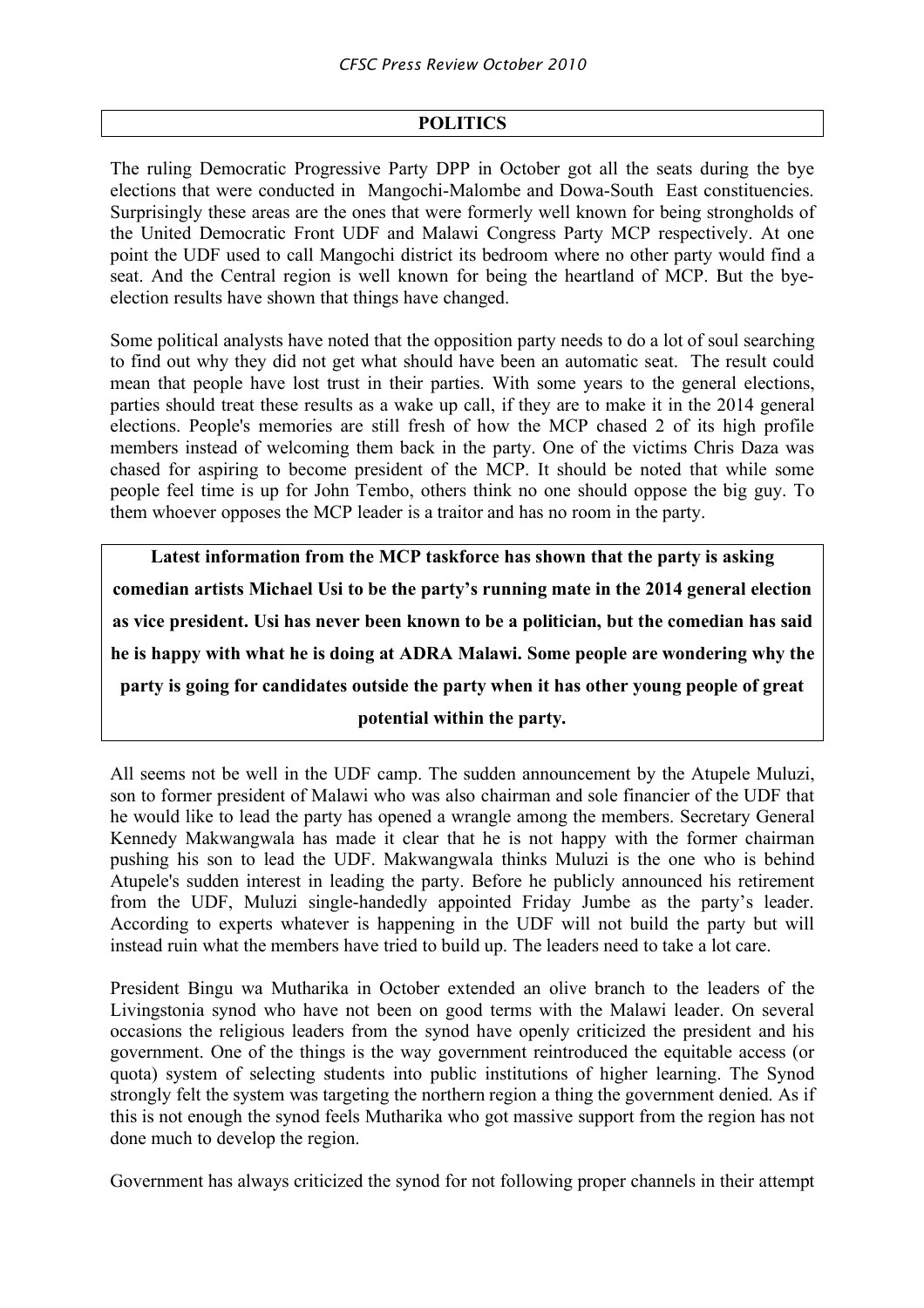## POLITICS

The ruling Democratic Progressive Party DPP in October got all the seats during the bye elections that were conducted in Mangochi-Malombe and Dowa-South East constituencies. Surprisingly these areas are the ones that were formerly well known for being strongholds of the United Democratic Front UDF and Malawi Congress Party MCP respectively. At one point the UDF used to call Mangochi district its bedroom where no other party would find a seat. And the Central region is well known for being the heartland of MCP. But the bye-election results have shown that things have changed.

Some political analysts have noted that the opposition party needs to do a lot of soul searching to find out why they did not get what should have been an automatic seat. The result could mean that people have lost trust in their parties. With some years to the general elections, parties should treat these results as a wake up call, if they are to make it in the 2014 general elections. People's memories are still fresh of how the MCP chased 2 of its high profile members instead of welcoming them back in the party. One of the victims Chris Daza was chased for aspiring to become president of the MCP. It should be noted that while some people feel time is up for John Tembo, others think no one should oppose the big guy. To them whoever opposes the MCP leader is a traitor and has no room in the party.

**Latest information from the MCP taskforce has shown that the party is asking comedian artists Michael Usi to be the party's running mate in the 2014 general election as vice president. Usi has never been known to be a politician, but the comedian has said he is happy with what he is doing at ADRA Malawi. Some people are wondering why the party is going for candidates outside the party when it has other young people of great potential within the party.**

All seems not be well in the UDF camp. The sudden announcement by the Atupele Muluzi, son to former president of Malawi who was also chairman and sole financier of the UDF that he would like to lead the party has opened a wrangle among the members. Secretary General Kennedy Makwangwala has made it clear that he is not happy with the former chairman pushing his son to lead the UDF. Makwangwala thinks Muluzi is the one who is behind Atupele's sudden interest in leading the party. Before he publicly announced his retirement from the UDF, Muluzi single-handedly appointed Friday Jumbe as the party's leader. According to experts whatever is happening in the UDF will not build the party but will instead ruin what the members have tried to build up. The leaders need to take a lot care.

President Bingu wa Mutharika in October extended an olive branch to the leaders of the Livingstonia synod who have not been on good terms with the Malawi leader. On several occasions the religious leaders from the synod have openly criticized the president and his government. One of the things is the way government reintroduced the equitable access (or quota) system of selecting students into public institutions of higher learning. The Synod strongly felt the system was targeting the northern region a thing the government denied. As if this is not enough the synod feels Mutharika who got massive support from the region has not done much to develop the region.

Government has always criticized the synod for not following proper channels in their attempt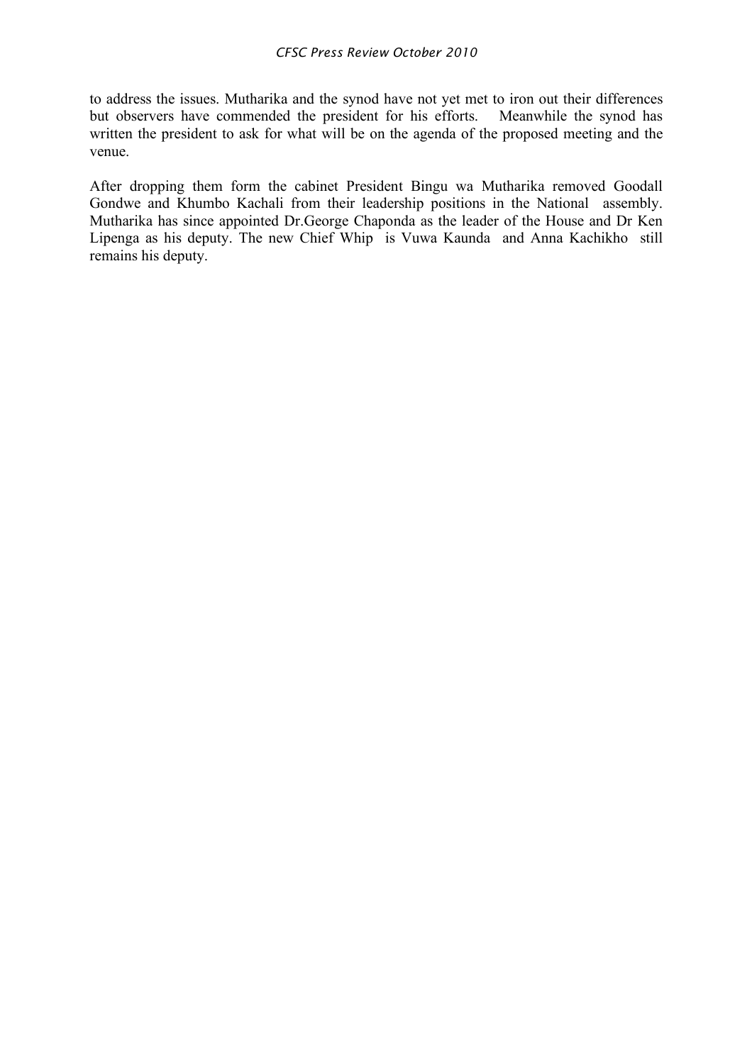to address the issues. Mutharika and the synod have not yet met to iron out their differences but observers have commended the president for his efforts. Meanwhile the synod has written the president to ask for what will be on the agenda of the proposed meeting and the venue.

After dropping them form the cabinet President Bingu wa Mutharika removed Goodall Gondwe and Khumbo Kachali from their leadership positions in the National assembly. Mutharika has since appointed Dr.George Chaponda as the leader of the House and Dr Ken Lipenga as his deputy. The new Chief Whip is Vuwa Kaunda and Anna Kachikho still remains his deputy.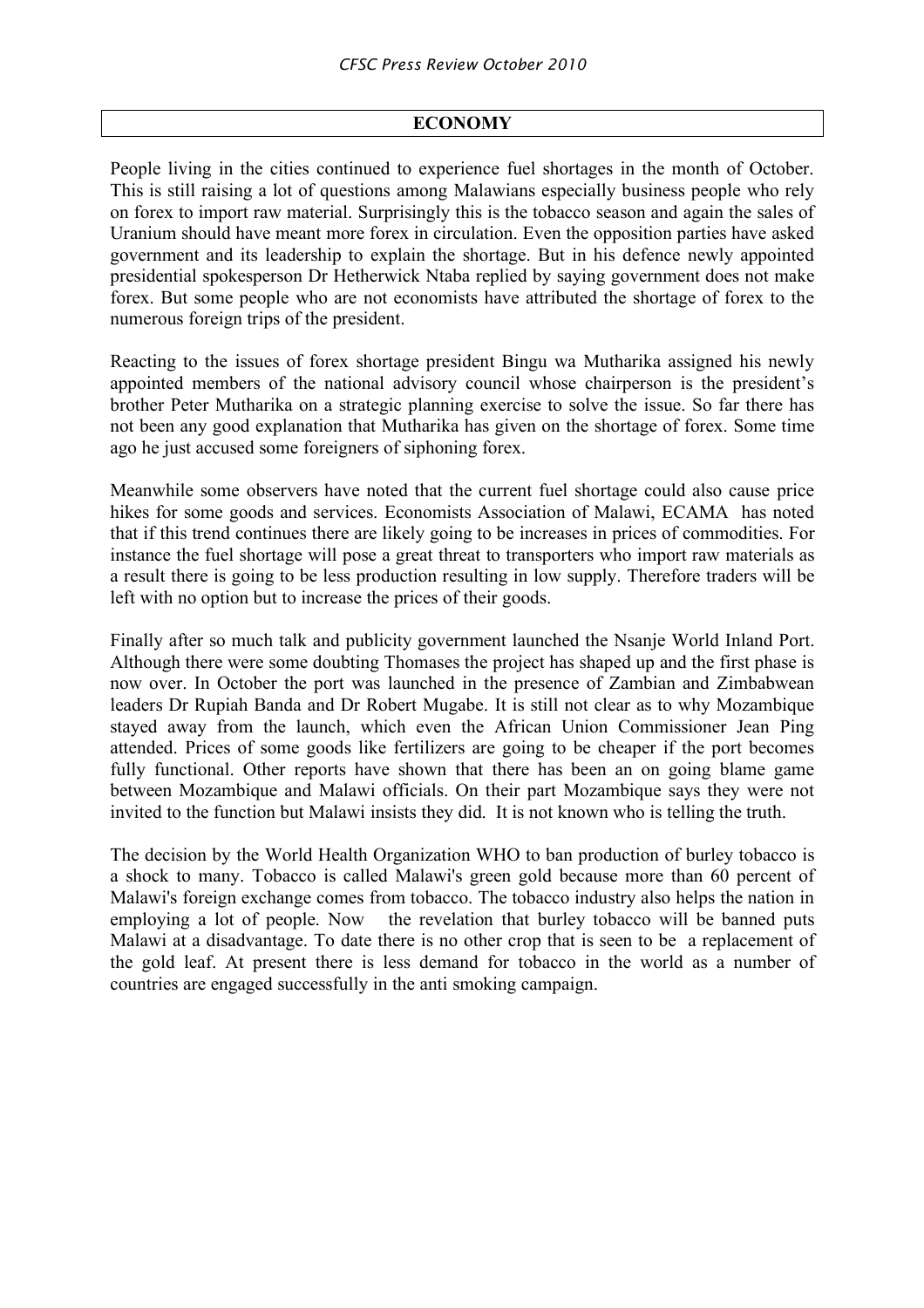## ECONOMY

People living in the cities continued to experience fuel shortages in the month of October. This is still raising a lot of questions among Malawians especially business people who rely on forex to import raw material. Surprisingly this is the tobacco season and again the sales of Uranium should have meant more forex in circulation. Even the opposition parties have asked government and its leadership to explain the shortage. But in his defence newly appointed presidential spokesperson Dr Hetherwick Ntaba replied by saying government does not make forex. But some people who are not economists have attributed the shortage of forex to the numerous foreign trips of the president.

Reacting to the issues of forex shortage president Bingu wa Mutharika assigned his newly appointed members of the national advisory council whose chairperson is the president's brother Peter Mutharika on a strategic planning exercise to solve the issue. So far there has not been any good explanation that Mutharika has given on the shortage of forex. Some time ago he just accused some foreigners of siphoning forex.

Meanwhile some observers have noted that the current fuel shortage could also cause price hikes for some goods and services. Economists Association of Malawi, ECAMA has noted that if this trend continues there are likely going to be increases in prices of commodities. For instance the fuel shortage will pose a great threat to transporters who import raw materials as a result there is going to be less production resulting in low supply. Therefore traders will be left with no option but to increase the prices of their goods.

Finally after so much talk and publicity government launched the Nsanje World Inland Port. Although there were some doubting Thomases the project has shaped up and the first phase is now over. In October the port was launched in the presence of Zambian and Zimbabwean leaders Dr Rupiah Banda and Dr Robert Mugabe. It is still not clear as to why Mozambique stayed away from the launch, which even the African Union Commissioner Jean Ping attended. Prices of some goods like fertilizers are going to be cheaper if the port becomes fully functional. Other reports have shown that there has been an on going blame game between Mozambique and Malawi officials. On their part Mozambique says they were not invited to the function but Malawi insists they did. It is not known who is telling the truth.

The decision by the World Health Organization WHO to ban production of burley tobacco is a shock to many. Tobacco is called Malawi's green gold because more than 60 percent of Malawi's foreign exchange comes from tobacco. The tobacco industry also helps the nation in employing a lot of people. Now the revelation that burley tobacco will be banned puts Malawi at a disadvantage. To date there is no other crop that is seen to be a replacement of the gold leaf. At present there is less demand for tobacco in the world as a number of countries are engaged successfully in the anti smoking campaign.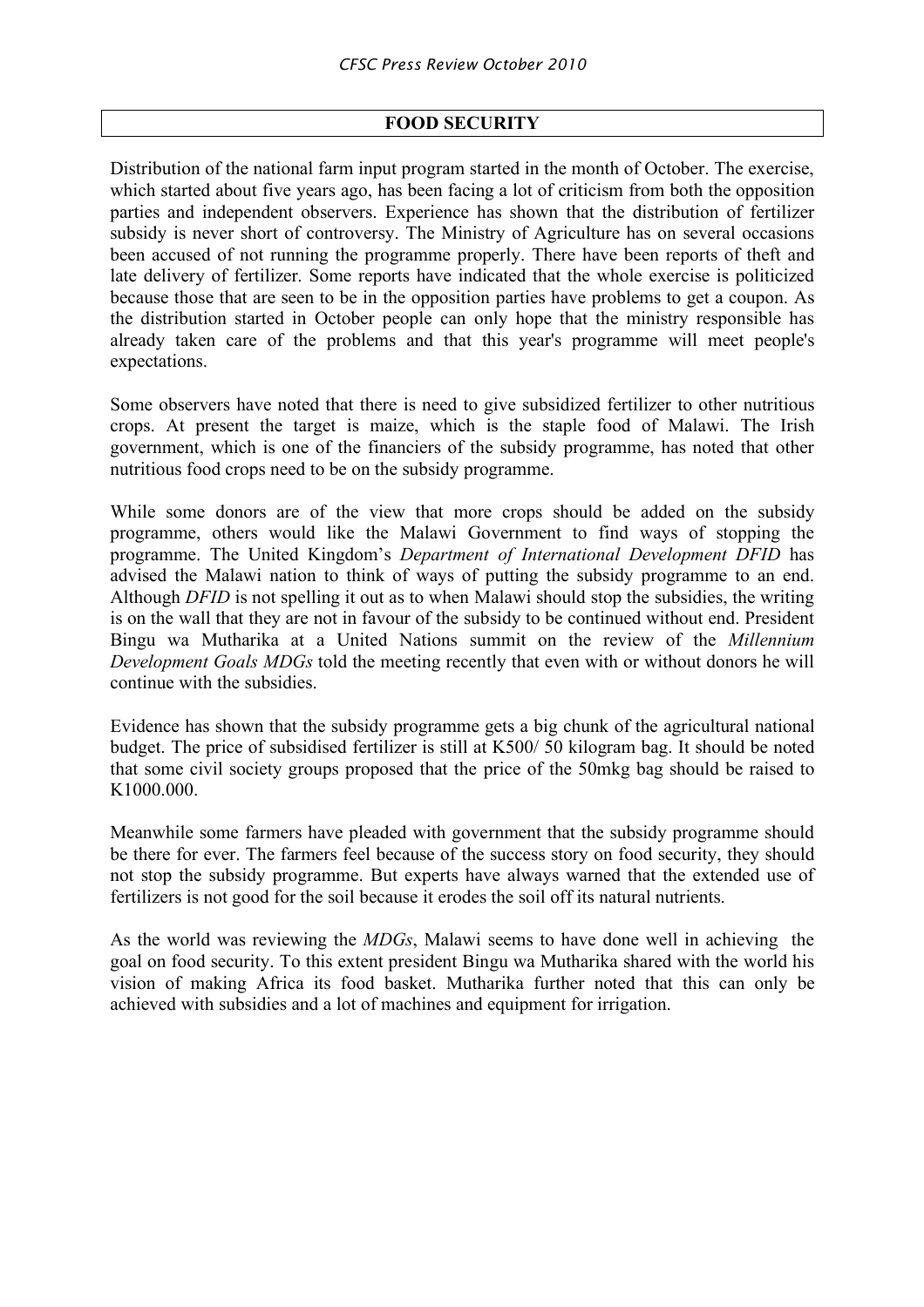## FOOD SECURITY

Distribution of the national farm input program started in the month of October. The exercise, which started about five years ago, has been facing a lot of criticism from both the opposition parties and independent observers. Experience has shown that the distribution of fertilizer subsidy is never short of controversy. The Ministry of Agriculture has on several occasions been accused of not running the programme properly. There have been reports of theft and late delivery of fertilizer. Some reports have indicated that the whole exercise is politicized because those that are seen to be in the opposition parties have problems to get a coupon. As the distribution started in October people can only hope that the ministry responsible has already taken care of the problems and that this year's programme will meet people's expectations.

Some observers have noted that there is need to give subsidized fertilizer to other nutritious crops. At present the target is maize, which is the staple food of Malawi. The Irish government, which is one of the financiers of the subsidy programme, has noted that other nutritious food crops need to be on the subsidy programme.

While some donors are of the view that more crops should be added on the subsidy programme, others would like the Malawi Government to find ways of stopping the programme. The United Kingdom's *Department of International Development DFID* has advised the Malawi nation to think of ways of putting the subsidy programme to an end. Although *DFID* is not spelling it out as to when Malawi should stop the subsidies, the writing is on the wall that they are not in favour of the subsidy to be continued without end. President Bingu wa Mutharika at a United Nations summit on the review of the *Millennium Development Goals MDGs* told the meeting recently that even with or without donors he will continue with the subsidies.

Evidence has shown that the subsidy programme gets a big chunk of the agricultural national budget. The price of subsidised fertilizer is still at K500/ 50 kilogram bag. It should be noted that some civil society groups proposed that the price of the 50mkg bag should be raised to K1000.000.

Meanwhile some farmers have pleaded with government that the subsidy programme should be there for ever. The farmers feel because of the success story on food security, they should not stop the subsidy programme. But experts have always warned that the extended use of fertilizers is not good for the soil because it erodes the soil off its natural nutrients.

As the world was reviewing the *MDGs*, Malawi seems to have done well in achieving the goal on food security. To this extent president Bingu wa Mutharika shared with the world his vision of making Africa its food basket. Mutharika further noted that this can only be achieved with subsidies and a lot of machines and equipment for irrigation.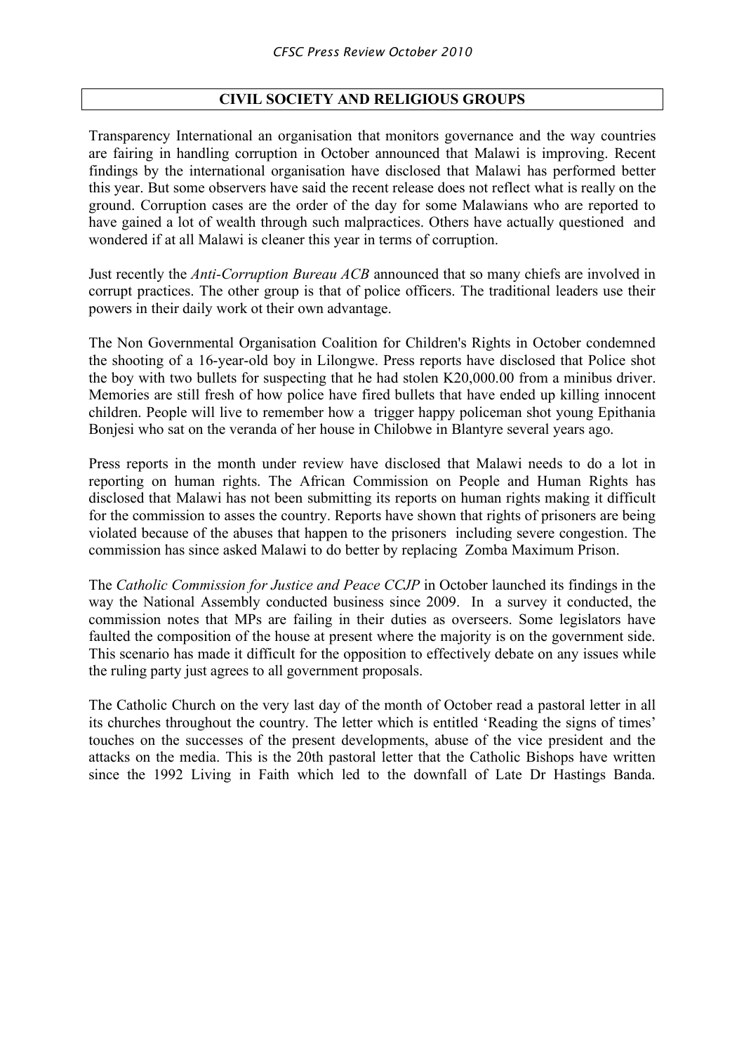## CIVIL SOCIETY AND RELIGIOUS GROUPS

Transparency International an organisation that monitors governance and the way countries are fairing in handling corruption in October announced that Malawi is improving. Recent findings by the international organisation have disclosed that Malawi has performed better this year. But some observers have said the recent release does not reflect what is really on the ground. Corruption cases are the order of the day for some Malawians who are reported to have gained a lot of wealth through such malpractices. Others have actually questioned and wondered if at all Malawi is cleaner this year in terms of corruption.

Just recently the *Anti-Corruption Bureau ACB* announced that so many chiefs are involved in corrupt practices. The other group is that of police officers. The traditional leaders use their powers in their daily work ot their own advantage.

The Non Governmental Organisation Coalition for Children's Rights in October condemned the shooting of a 16-year-old boy in Lilongwe. Press reports have disclosed that Police shot the boy with two bullets for suspecting that he had stolen K20,000.00 from a minibus driver. Memories are still fresh of how police have fired bullets that have ended up killing innocent children. People will live to remember how a trigger happy policeman shot young Epithania Bonjesi who sat on the veranda of her house in Chilobwe in Blantyre several years ago.

Press reports in the month under review have disclosed that Malawi needs to do a lot in reporting on human rights. The African Commission on People and Human Rights has disclosed that Malawi has not been submitting its reports on human rights making it difficult for the commission to asses the country. Reports have shown that rights of prisoners are being violated because of the abuses that happen to the prisoners including severe congestion. The commission has since asked Malawi to do better by replacing Zomba Maximum Prison.

The *Catholic Commission for Justice and Peace CCJP* in October launched its findings in the way the National Assembly conducted business since 2009. In a survey it conducted, the commission notes that MPs are failing in their duties as overseers. Some legislators have faulted the composition of the house at present where the majority is on the government side. This scenario has made it difficult for the opposition to effectively debate on any issues while the ruling party just agrees to all government proposals.

The Catholic Church on the very last day of the month of October read a pastoral letter in all its churches throughout the country. The letter which is entitled 'Reading the signs of times' touches on the successes of the present developments, abuse of the vice president and the attacks on the media. This is the 20th pastoral letter that the Catholic Bishops have written since the 1992 Living in Faith which led to the downfall of Late Dr Hastings Banda.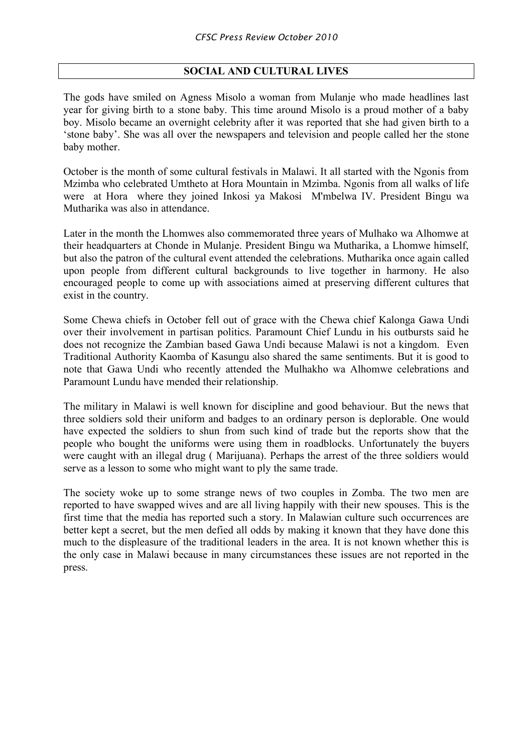## SOCIAL AND CULTURAL LIVES

The gods have smiled on Agness Misolo a woman from Mulanje who made headlines last year for giving birth to a stone baby. This time around Misolo is a proud mother of a baby boy. Misolo became an overnight celebrity after it was reported that she had given birth to a 'stone baby'. She was all over the newspapers and television and people called her the stone baby mother.

October is the month of some cultural festivals in Malawi. It all started with the Ngonis from Mzimba who celebrated Umtheto at Hora Mountain in Mzimba. Ngonis from all walks of life were at Hora where they joined Inkosi ya Makosi M'mbelwa IV. President Bingu wa Mutharika was also in attendance.

Later in the month the Lhomwes also commemorated three years of Mulhako wa Alhomwe at their headquarters at Chonde in Mulanje. President Bingu wa Mutharika, a Lhomwe himself, but also the patron of the cultural event attended the celebrations. Mutharika once again called upon people from different cultural backgrounds to live together in harmony. He also encouraged people to come up with associations aimed at preserving different cultures that exist in the country.

Some Chewa chiefs in October fell out of grace with the Chewa chief Kalonga Gawa Undi over their involvement in partisan politics. Paramount Chief Lundu in his outbursts said he does not recognize the Zambian based Gawa Undi because Malawi is not a kingdom. Even Traditional Authority Kaomba of Kasungu also shared the same sentiments. But it is good to note that Gawa Undi who recently attended the Mulhakho wa Alhomwe celebrations and Paramount Lundu have mended their relationship.

The military in Malawi is well known for discipline and good behaviour. But the news that three soldiers sold their uniform and badges to an ordinary person is deplorable. One would have expected the soldiers to shun from such kind of trade but the reports show that the people who bought the uniforms were using them in roadblocks. Unfortunately the buyers were caught with an illegal drug ( Marijuana). Perhaps the arrest of the three soldiers would serve as a lesson to some who might want to ply the same trade.

The society woke up to some strange news of two couples in Zomba. The two men are reported to have swapped wives and are all living happily with their new spouses. This is the first time that the media has reported such a story. In Malawian culture such occurrences are better kept a secret, but the men defied all odds by making it known that they have done this much to the displeasure of the traditional leaders in the area. It is not known whether this is the only case in Malawi because in many circumstances these issues are not reported in the press.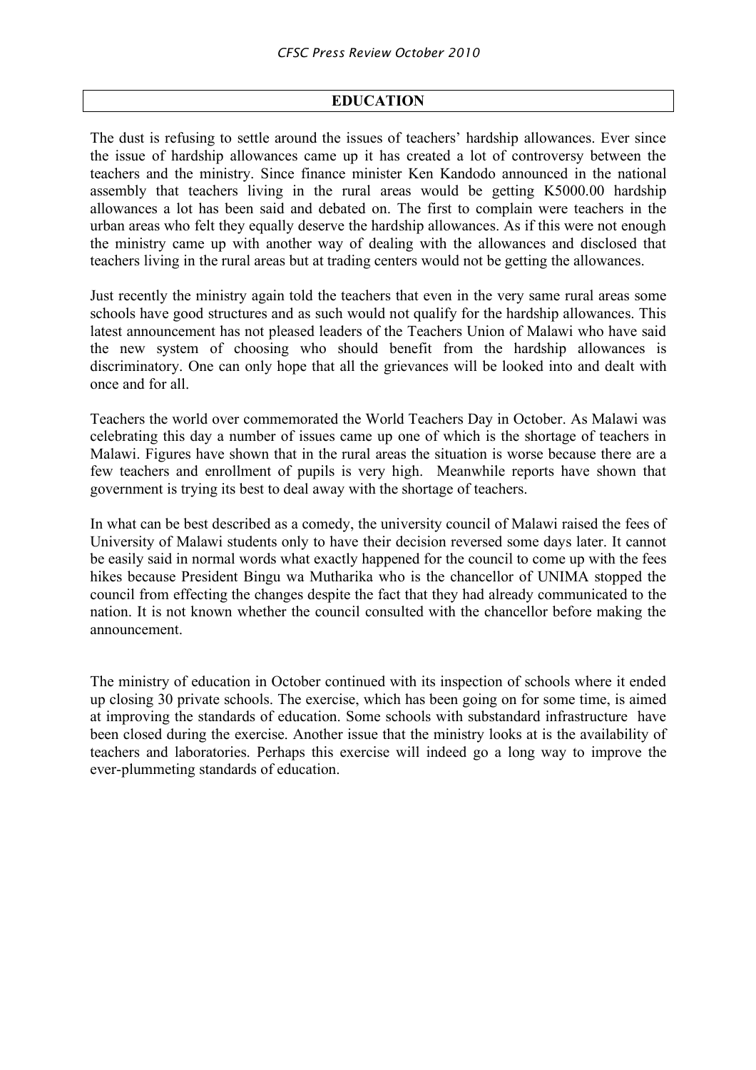## EDUCATION

The dust is refusing to settle around the issues of teachers' hardship allowances. Ever since the issue of hardship allowances came up it has created a lot of controversy between the teachers and the ministry. Since finance minister Ken Kandodo announced in the national assembly that teachers living in the rural areas would be getting K5000.00 hardship allowances a lot has been said and debated on. The first to complain were teachers in the urban areas who felt they equally deserve the hardship allowances. As if this were not enough the ministry came up with another way of dealing with the allowances and disclosed that teachers living in the rural areas but at trading centers would not be getting the allowances.

Just recently the ministry again told the teachers that even in the very same rural areas some schools have good structures and as such would not qualify for the hardship allowances. This latest announcement has not pleased leaders of the Teachers Union of Malawi who have said the new system of choosing who should benefit from the hardship allowances is discriminatory. One can only hope that all the grievances will be looked into and dealt with once and for all.

Teachers the world over commemorated the World Teachers Day in October. As Malawi was celebrating this day a number of issues came up one of which is the shortage of teachers in Malawi. Figures have shown that in the rural areas the situation is worse because there are a few teachers and enrollment of pupils is very high. Meanwhile reports have shown that government is trying its best to deal away with the shortage of teachers.

In what can be best described as a comedy, the university council of Malawi raised the fees of University of Malawi students only to have their decision reversed some days later. It cannot be easily said in normal words what exactly happened for the council to come up with the fees hikes because President Bingu wa Mutharika who is the chancellor of UNIMA stopped the council from effecting the changes despite the fact that they had already communicated to the nation. It is not known whether the council consulted with the chancellor before making the announcement.

The ministry of education in October continued with its inspection of schools where it ended up closing 30 private schools. The exercise, which has been going on for some time, is aimed at improving the standards of education. Some schools with substandard infrastructure have been closed during the exercise. Another issue that the ministry looks at is the availability of teachers and laboratories. Perhaps this exercise will indeed go a long way to improve the ever-plummeting standards of education.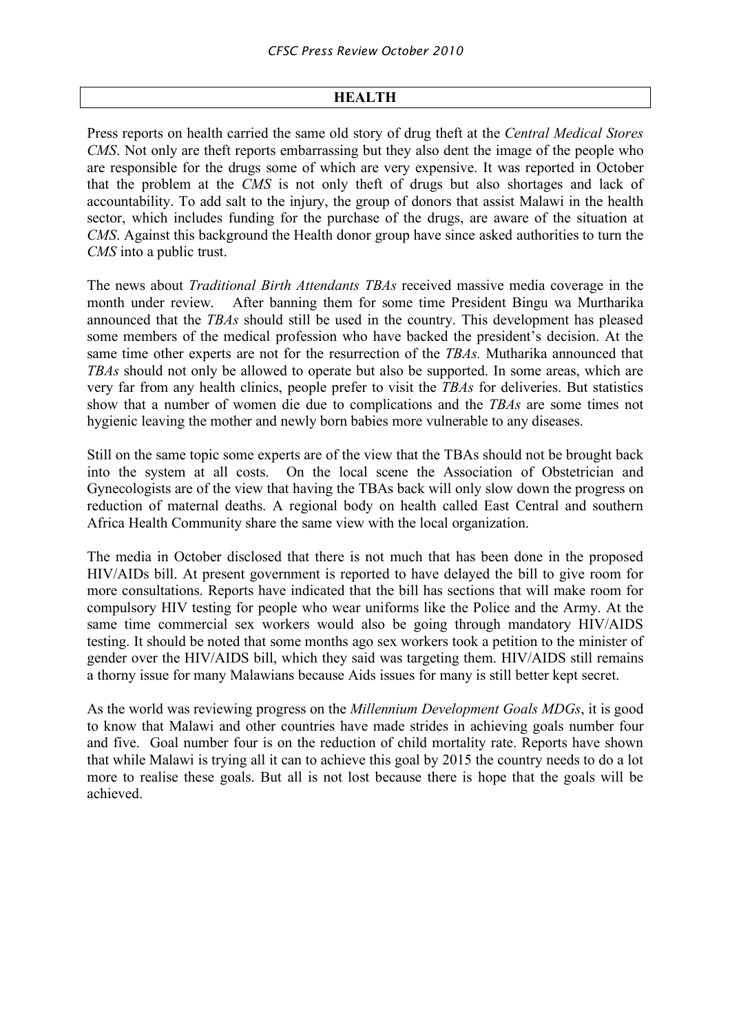## HEALTH

Press reports on health carried the same old story of drug theft at the *Central Medical Stores CMS*. Not only are theft reports embarrassing but they also dent the image of the people who are responsible for the drugs some of which are very expensive. It was reported in October that the problem at the *CMS* is not only theft of drugs but also shortages and lack of accountability. To add salt to the injury, the group of donors that assist Malawi in the health sector, which includes funding for the purchase of the drugs, are aware of the situation at *CMS*. Against this background the Health donor group have since asked authorities to turn the *CMS* into a public trust.

The news about *Traditional Birth Attendants TBAs* received massive media coverage in the month under review. After banning them for some time President Bingu wa Murtharika announced that the *TBAs* should still be used in the country. This development has pleased some members of the medical profession who have backed the president's decision. At the same time other experts are not for the resurrection of the *TBAs.* Mutharika announced that *TBAs* should not only be allowed to operate but also be supported. In some areas, which are very far from any health clinics, people prefer to visit the *TBAs* for deliveries. But statistics show that a number of women die due to complications and the *TBAs* are some times not hygienic leaving the mother and newly born babies more vulnerable to any diseases.

Still on the same topic some experts are of the view that the TBAs should not be brought back into the system at all costs. On the local scene the Association of Obstetrician and Gynecologists are of the view that having the TBAs back will only slow down the progress on reduction of maternal deaths. A regional body on health called East Central and southern Africa Health Community share the same view with the local organization.

The media in October disclosed that there is not much that has been done in the proposed HIV/AIDs bill. At present government is reported to have delayed the bill to give room for more consultations. Reports have indicated that the bill has sections that will make room for compulsory HIV testing for people who wear uniforms like the Police and the Army. At the same time commercial sex workers would also be going through mandatory HIV/AIDS testing. It should be noted that some months ago sex workers took a petition to the minister of gender over the HIV/AIDS bill, which they said was targeting them. HIV/AIDS still remains a thorny issue for many Malawians because Aids issues for many is still better kept secret.

As the world was reviewing progress on the *Millennium Development Goals MDGs*, it is good to know that Malawi and other countries have made strides in achieving goals number four and five. Goal number four is on the reduction of child mortality rate. Reports have shown that while Malawi is trying all it can to achieve this goal by 2015 the country needs to do a lot more to realise these goals. But all is not lost because there is hope that the goals will be achieved.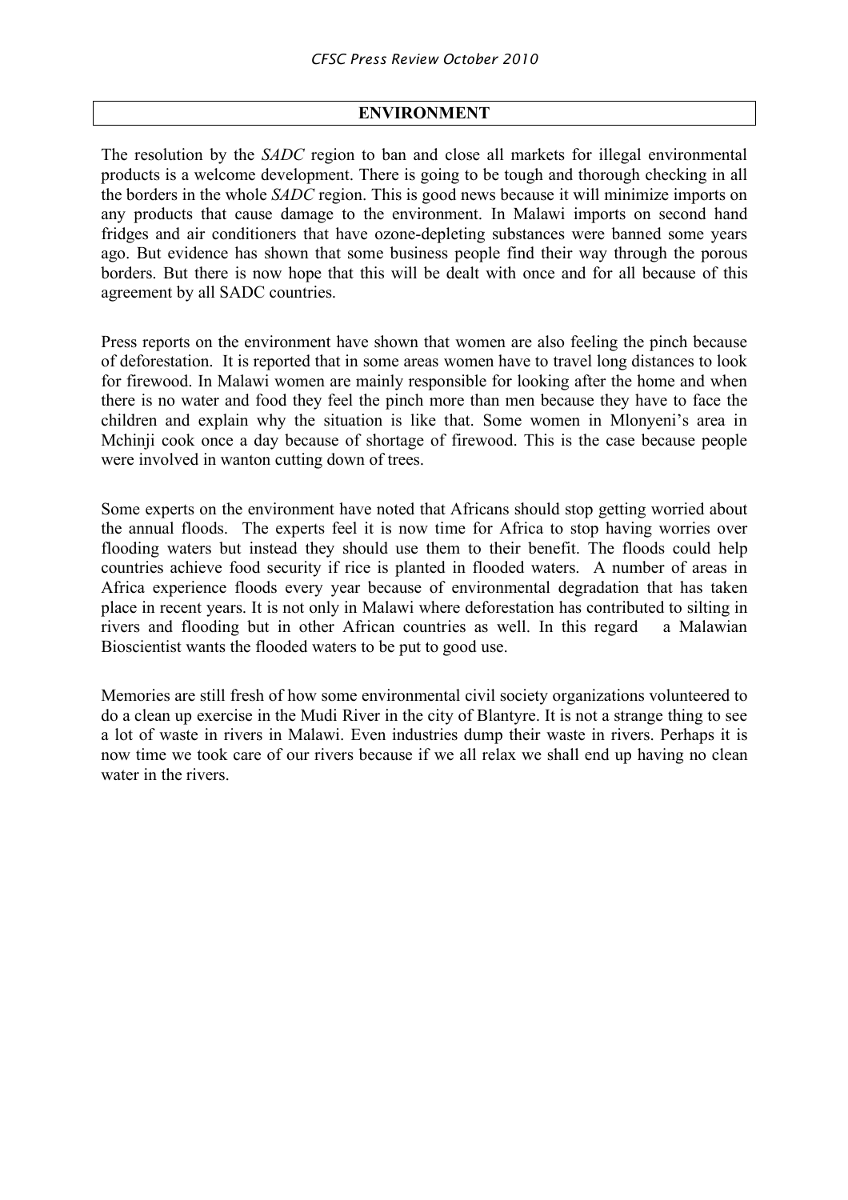## ENVIRONMENT

The resolution by the *SADC* region to ban and close all markets for illegal environmental products is a welcome development. There is going to be tough and thorough checking in all the borders in the whole *SADC* region. This is good news because it will minimize imports on any products that cause damage to the environment. In Malawi imports on second hand fridges and air conditioners that have ozone-depleting substances were banned some years ago. But evidence has shown that some business people find their way through the porous borders. But there is now hope that this will be dealt with once and for all because of this agreement by all SADC countries.

Press reports on the environment have shown that women are also feeling the pinch because of deforestation. It is reported that in some areas women have to travel long distances to look for firewood. In Malawi women are mainly responsible for looking after the home and when there is no water and food they feel the pinch more than men because they have to face the children and explain why the situation is like that. Some women in Mlonyeni's area in Mchinji cook once a day because of shortage of firewood. This is the case because people were involved in wanton cutting down of trees.

Some experts on the environment have noted that Africans should stop getting worried about the annual floods. The experts feel it is now time for Africa to stop having worries over flooding waters but instead they should use them to their benefit. The floods could help countries achieve food security if rice is planted in flooded waters. A number of areas in Africa experience floods every year because of environmental degradation that has taken place in recent years. It is not only in Malawi where deforestation has contributed to silting in rivers and flooding but in other African countries as well. In this regard a Malawian Bioscientist wants the flooded waters to be put to good use.

Memories are still fresh of how some environmental civil society organizations volunteered to do a clean up exercise in the Mudi River in the city of Blantyre. It is not a strange thing to see a lot of waste in rivers in Malawi. Even industries dump their waste in rivers. Perhaps it is now time we took care of our rivers because if we all relax we shall end up having no clean water in the rivers.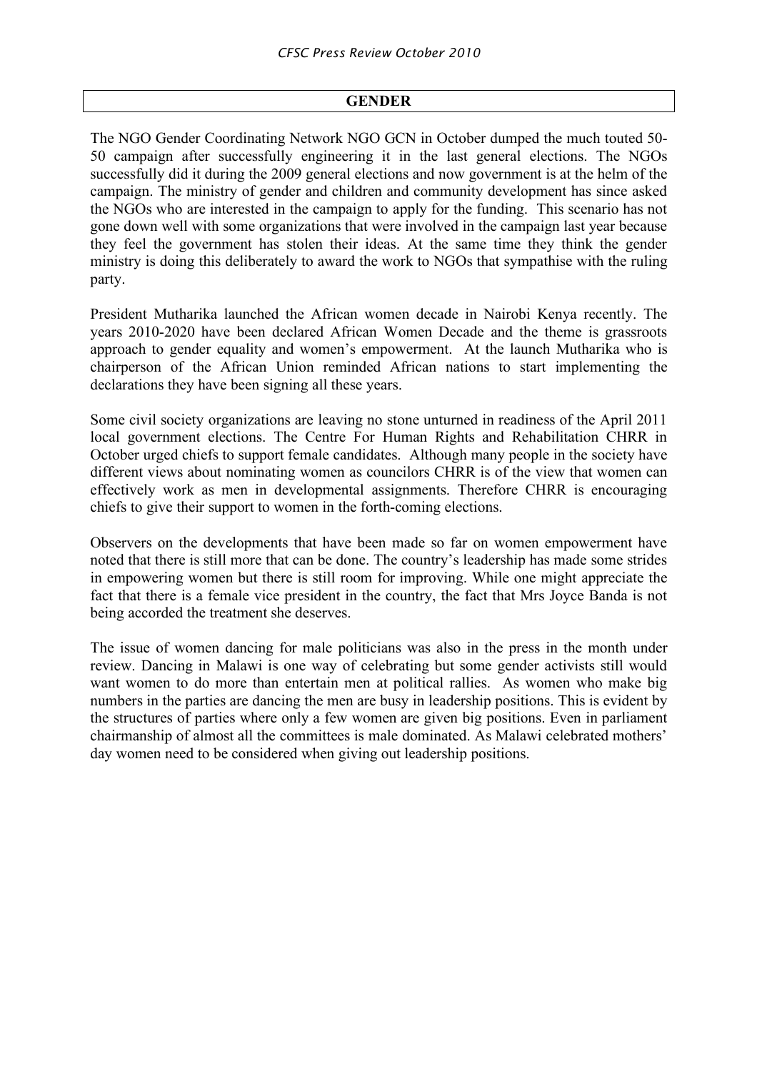## GENDER

The NGO Gender Coordinating Network NGO GCN in October dumped the much touted 50-50 campaign after successfully engineering it in the last general elections. The NGOs successfully did it during the 2009 general elections and now government is at the helm of the campaign. The ministry of gender and children and community development has since asked the NGOs who are interested in the campaign to apply for the funding. This scenario has not gone down well with some organizations that were involved in the campaign last year because they feel the government has stolen their ideas. At the same time they think the gender ministry is doing this deliberately to award the work to NGOs that sympathise with the ruling party.

President Mutharika launched the African women decade in Nairobi Kenya recently. The years 2010-2020 have been declared African Women Decade and the theme is grassroots approach to gender equality and women's empowerment. At the launch Mutharika who is chairperson of the African Union reminded African nations to start implementing the declarations they have been signing all these years.

Some civil society organizations are leaving no stone unturned in readiness of the April 2011 local government elections. The Centre For Human Rights and Rehabilitation CHRR in October urged chiefs to support female candidates. Although many people in the society have different views about nominating women as councilors CHRR is of the view that women can effectively work as men in developmental assignments. Therefore CHRR is encouraging chiefs to give their support to women in the forth-coming elections.

Observers on the developments that have been made so far on women empowerment have noted that there is still more that can be done. The country's leadership has made some strides in empowering women but there is still room for improving. While one might appreciate the fact that there is a female vice president in the country, the fact that Mrs Joyce Banda is not being accorded the treatment she deserves.

The issue of women dancing for male politicians was also in the press in the month under review. Dancing in Malawi is one way of celebrating but some gender activists still would want women to do more than entertain men at political rallies. As women who make big numbers in the parties are dancing the men are busy in leadership positions. This is evident by the structures of parties where only a few women are given big positions. Even in parliament chairmanship of almost all the committees is male dominated. As Malawi celebrated mothers' day women need to be considered when giving out leadership positions.